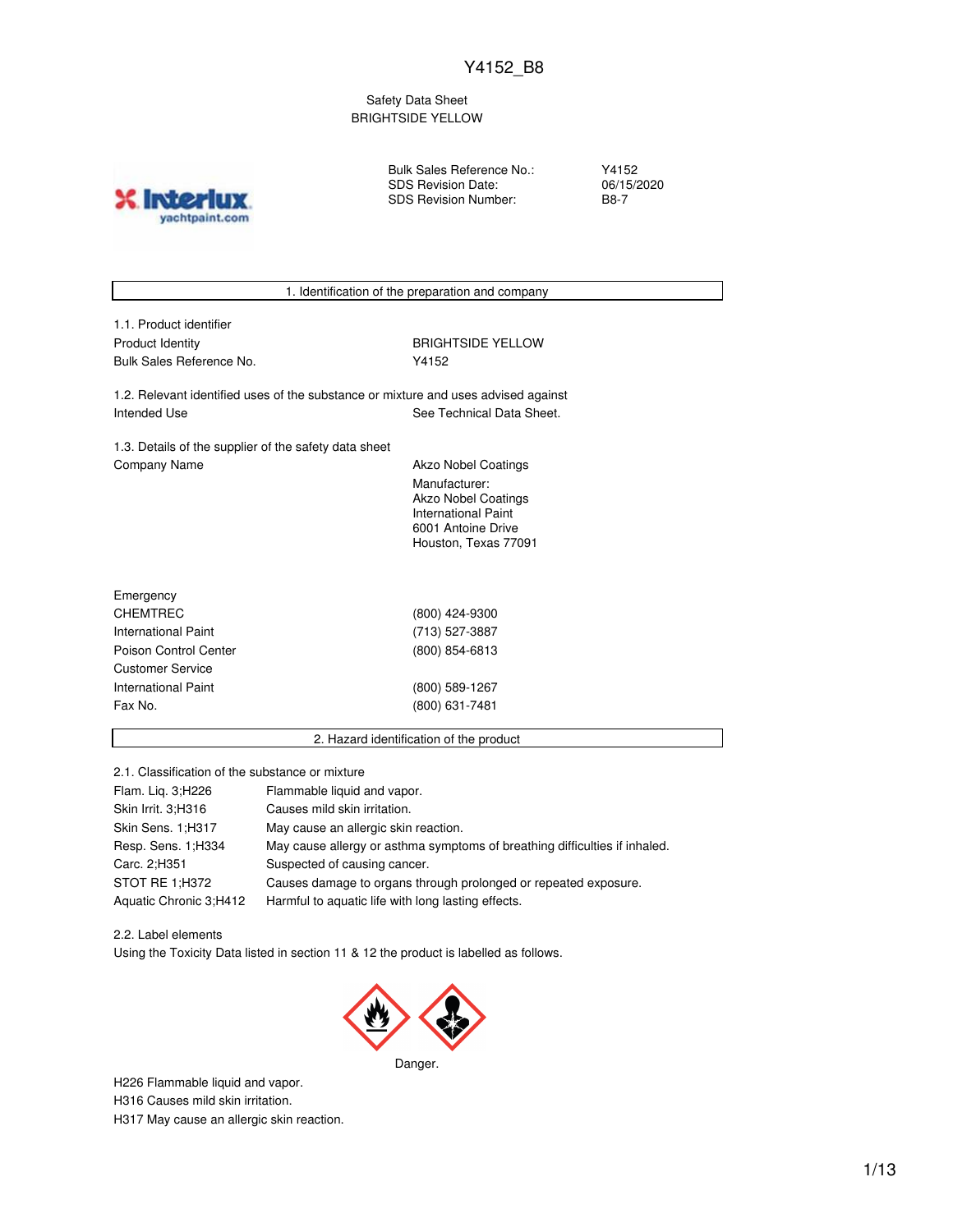Y4152_B8

Safety Data Sheet
BRIGHTSIDE YELLOW

| | |
|---|---|
| Bulk Sales Reference No.: | Y4152 |
| SDS Revision Date: | 06/15/2020 |
| SDS Revision Number: | B8-7 |

## 1. Identification of the preparation and company

**1.1. Product identifier**

| | |
|---|---|
| Product Identity | BRIGHTSIDE YELLOW |
| Bulk Sales Reference No. | Y4152 |

**1.2. Relevant identified uses of the substance or mixture and uses advised against**

| | |
|---|---|
| Intended Use | See Technical Data Sheet. |

**1.3. Details of the supplier of the safety data sheet**

| | |
|---|---|
| Company Name | Akzo Nobel Coatings<br>Manufacturer:<br>Akzo Nobel Coatings<br>International Paint<br>6001 Antoine Drive<br>Houston, Texas 77091 |

| | |
|---|---|
| Emergency | |
| CHEMTREC | (800) 424-9300 |
| International Paint | (713) 527-3887 |
| Poison Control Center | (800) 854-6813 |
| Customer Service | |
| International Paint | (800) 589-1267 |
| Fax No. | (800) 631-7481 |

## 2. Hazard identification of the product

**2.1. Classification of the substance or mixture**

| | |
|---|---|
| Flam. Liq. 3;H226 | Flammable liquid and vapor. |
| Skin Irrit. 3;H316 | Causes mild skin irritation. |
| Skin Sens. 1;H317 | May cause an allergic skin reaction. |
| Resp. Sens. 1;H334 | May cause allergy or asthma symptoms of breathing difficulties if inhaled. |
| Carc. 2;H351 | Suspected of causing cancer. |
| STOT RE 1;H372 | Causes damage to organs through prolonged or repeated exposure. |
| Aquatic Chronic 3;H412 | Harmful to aquatic life with long lasting effects. |

**2.2. Label elements**

Using the Toxicity Data listed in section 11 & 12 the product is labelled as follows.

Danger.

H226 Flammable liquid and vapor.
H316 Causes mild skin irritation.
H317 May cause an allergic skin reaction.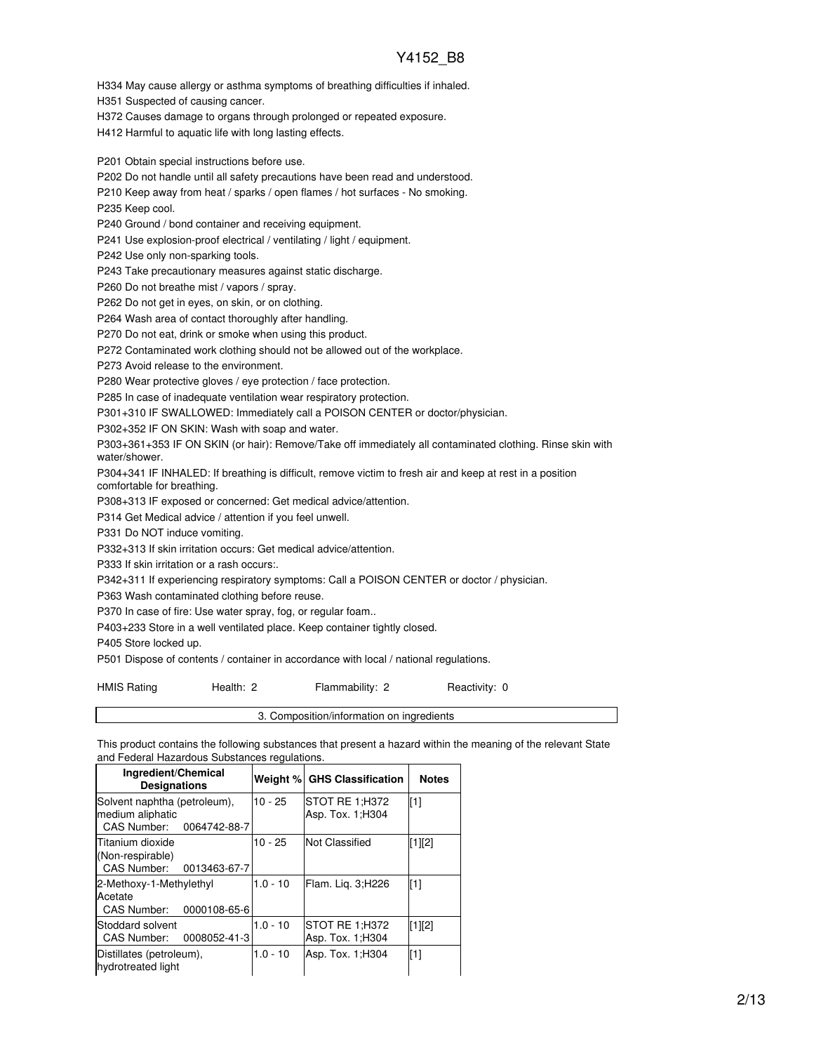H334 May cause allergy or asthma symptoms of breathing difficulties if inhaled.

H351 Suspected of causing cancer.

H372 Causes damage to organs through prolonged or repeated exposure.

H412 Harmful to aquatic life with long lasting effects.

P201 Obtain special instructions before use.

P202 Do not handle until all safety precautions have been read and understood.

P210 Keep away from heat / sparks / open flames / hot surfaces - No smoking.

P235 Keep cool.

P240 Ground / bond container and receiving equipment.

P241 Use explosion-proof electrical / ventilating / light / equipment.

P242 Use only non-sparking tools.

P243 Take precautionary measures against static discharge.

P260 Do not breathe mist / vapors / spray.

P262 Do not get in eyes, on skin, or on clothing.

P264 Wash area of contact thoroughly after handling.

P270 Do not eat, drink or smoke when using this product.

P272 Contaminated work clothing should not be allowed out of the workplace.

P273 Avoid release to the environment.

P280 Wear protective gloves / eye protection / face protection.

P285 In case of inadequate ventilation wear respiratory protection.

P301+310 IF SWALLOWED: Immediately call a POISON CENTER or doctor/physician.

P302+352 IF ON SKIN: Wash with soap and water.

P303+361+353 IF ON SKIN (or hair): Remove/Take off immediately all contaminated clothing. Rinse skin with water/shower.

P304+341 IF INHALED: If breathing is difficult, remove victim to fresh air and keep at rest in a position comfortable for breathing.

P308+313 IF exposed or concerned: Get medical advice/attention.

P314 Get Medical advice / attention if you feel unwell.

P331 Do NOT induce vomiting.

P332+313 If skin irritation occurs: Get medical advice/attention.

P333 If skin irritation or a rash occurs:.

P342+311 If experiencing respiratory symptoms: Call a POISON CENTER or doctor / physician.

P363 Wash contaminated clothing before reuse.

P370 In case of fire: Use water spray, fog, or regular foam..

P403+233 Store in a well ventilated place. Keep container tightly closed.

P405 Store locked up.

P501 Dispose of contents / container in accordance with local / national regulations.

HMIS Rating    Health: 2    Flammability: 2    Reactivity: 0

## 3. Composition/information on ingredients

This product contains the following substances that present a hazard within the meaning of the relevant State and Federal Hazardous Substances regulations.

| Ingredient/Chemical Designations | Weight % | GHS Classification | Notes |
|---|---|---|---|
| Solvent naphtha (petroleum), medium aliphatic<br>CAS Number: 0064742-88-7 | 10 - 25 | STOT RE 1;H372<br>Asp. Tox. 1;H304 | [1] |
| Titanium dioxide (Non-respirable)<br>CAS Number: 0013463-67-7 | 10 - 25 | Not Classified | [1][2] |
| 2-Methoxy-1-Methylethyl Acetate<br>CAS Number: 0000108-65-6 | 1.0 - 10 | Flam. Liq. 3;H226 | [1] |
| Stoddard solvent<br>CAS Number: 0008052-41-3 | 1.0 - 10 | STOT RE 1;H372<br>Asp. Tox. 1;H304 | [1][2] |
| Distillates (petroleum), hydrotreated light | 1.0 - 10 | Asp. Tox. 1;H304 | [1] |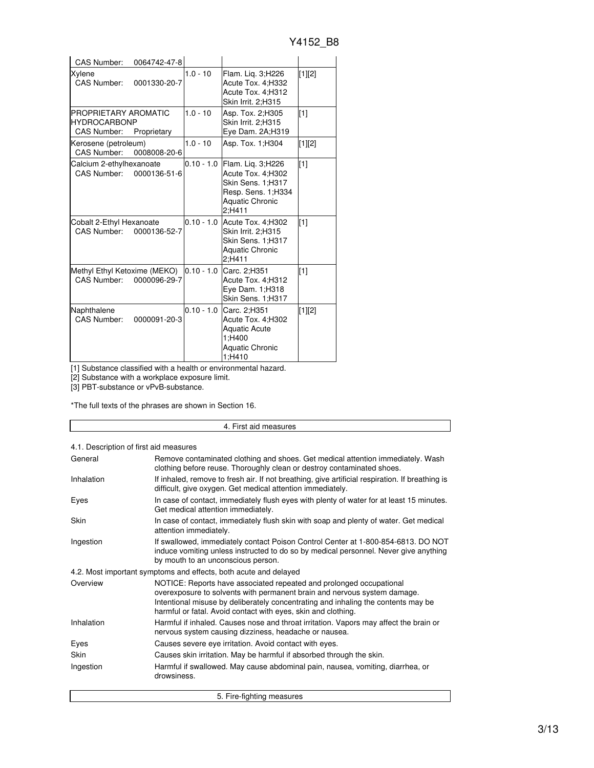| | | | |
|---|---|---|---|
| CAS Number: 0064742-47-8 | | | |
| Xylene<br>CAS Number: 0001330-20-7 | 1.0 - 10 | Flam. Liq. 3;H226<br>Acute Tox. 4;H332<br>Acute Tox. 4;H312<br>Skin Irrit. 2;H315 | [1][2] |
| PROPRIETARY AROMATIC HYDROCARBONP<br>CAS Number: Proprietary | 1.0 - 10 | Asp. Tox. 2;H305<br>Skin Irrit. 2;H315<br>Eye Dam. 2A;H319 | [1] |
| Kerosene (petroleum)<br>CAS Number: 0008008-20-6 | 1.0 - 10 | Asp. Tox. 1;H304 | [1][2] |
| Calcium 2-ethylhexanoate<br>CAS Number: 0000136-51-6 | 0.10 - 1.0 | Flam. Liq. 3;H226<br>Acute Tox. 4;H302<br>Skin Sens. 1;H317<br>Resp. Sens. 1;H334<br>Aquatic Chronic 2;H411 | [1] |
| Cobalt 2-Ethyl Hexanoate<br>CAS Number: 0000136-52-7 | 0.10 - 1.0 | Acute Tox. 4;H302<br>Skin Irrit. 2;H315<br>Skin Sens. 1;H317<br>Aquatic Chronic 2;H411 | [1] |
| Methyl Ethyl Ketoxime (MEKO)<br>CAS Number: 0000096-29-7 | 0.10 - 1.0 | Carc. 2;H351<br>Acute Tox. 4;H312<br>Eye Dam. 1;H318<br>Skin Sens. 1;H317 | [1] |
| Naphthalene<br>CAS Number: 0000091-20-3 | 0.10 - 1.0 | Carc. 2;H351<br>Acute Tox. 4;H302<br>Aquatic Acute 1;H400<br>Aquatic Chronic 1;H410 | [1][2] |

[1] Substance classified with a health or environmental hazard.
[2] Substance with a workplace exposure limit.
[3] PBT-substance or vPvB-substance.

*The full texts of the phrases are shown in Section 16.

## 4. First aid measures

4.1. Description of first aid measures

| | |
|---|---|
| General | Remove contaminated clothing and shoes. Get medical attention immediately. Wash clothing before reuse. Thoroughly clean or destroy contaminated shoes. |
| Inhalation | If inhaled, remove to fresh air. If not breathing, give artificial respiration. If breathing is difficult, give oxygen. Get medical attention immediately. |
| Eyes | In case of contact, immediately flush eyes with plenty of water for at least 15 minutes. Get medical attention immediately. |
| Skin | In case of contact, immediately flush skin with soap and plenty of water. Get medical attention immediately. |
| Ingestion | If swallowed, immediately contact Poison Control Center at 1-800-854-6813. DO NOT induce vomiting unless instructed to do so by medical personnel. Never give anything by mouth to an unconscious person. |

4.2. Most important symptoms and effects, both acute and delayed

| | |
|---|---|
| Overview | NOTICE: Reports have associated repeated and prolonged occupational overexposure to solvents with permanent brain and nervous system damage. Intentional misuse by deliberately concentrating and inhaling the contents may be harmful or fatal. Avoid contact with eyes, skin and clothing. |
| Inhalation | Harmful if inhaled. Causes nose and throat irritation. Vapors may affect the brain or nervous system causing dizziness, headache or nausea. |
| Eyes | Causes severe eye irritation. Avoid contact with eyes. |
| Skin | Causes skin irritation. May be harmful if absorbed through the skin. |
| Ingestion | Harmful if swallowed. May cause abdominal pain, nausea, vomiting, diarrhea, or drowsiness. |

## 5. Fire-fighting measures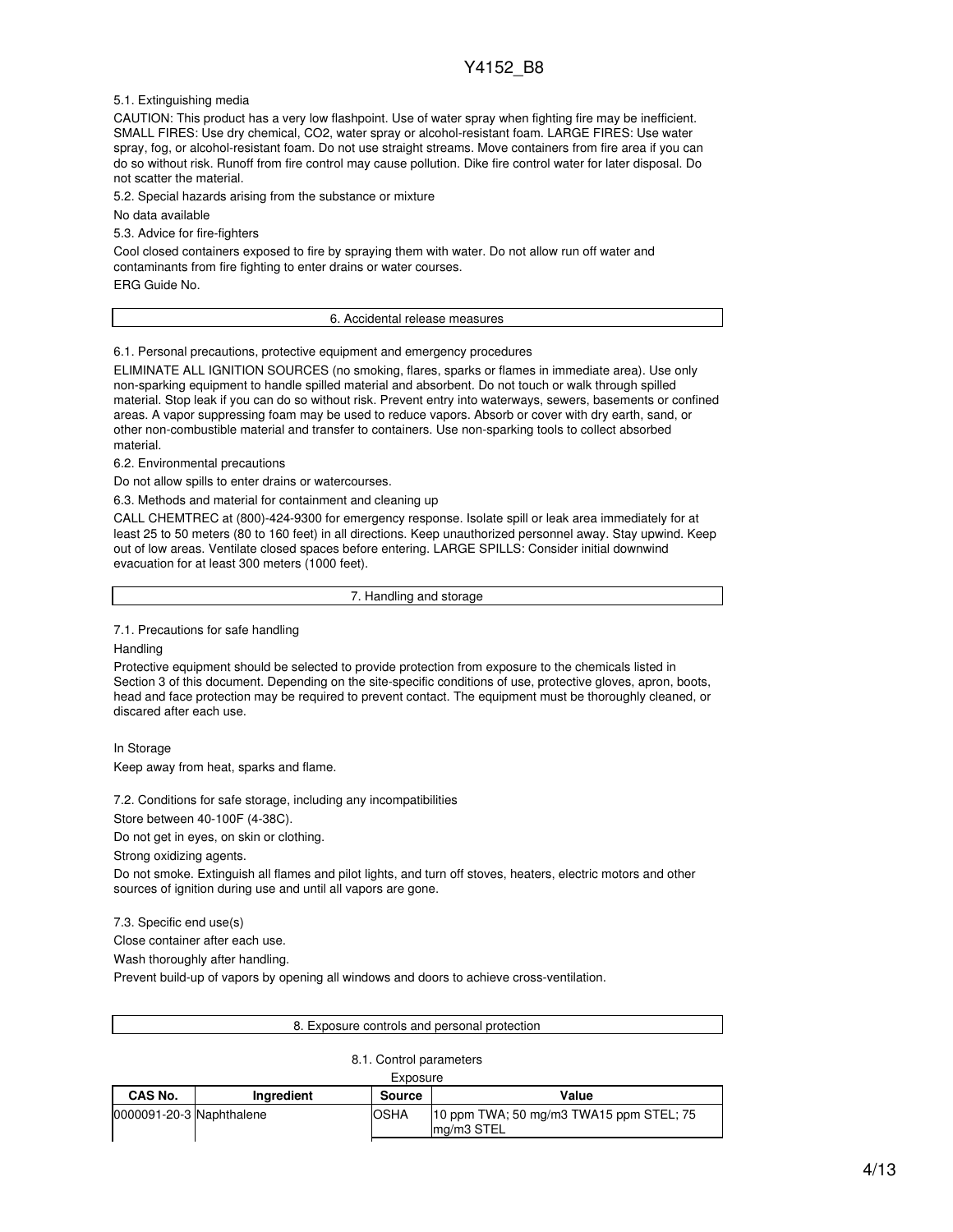5.1. Extinguishing media

CAUTION: This product has a very low flashpoint. Use of water spray when fighting fire may be inefficient. SMALL FIRES: Use dry chemical, $CO_2$, water spray or alcohol-resistant foam. LARGE FIRES: Use water spray, fog, or alcohol-resistant foam. Do not use straight streams. Move containers from fire area if you can do so without risk. Runoff from fire control may cause pollution. Dike fire control water for later disposal. Do not scatter the material.

5.2. Special hazards arising from the substance or mixture

No data available

5.3. Advice for fire-fighters

Cool closed containers exposed to fire by spraying them with water. Do not allow run off water and contaminants from fire fighting to enter drains or water courses.

ERG Guide No.

## 6. Accidental release measures

6.1. Personal precautions, protective equipment and emergency procedures

ELIMINATE ALL IGNITION SOURCES (no smoking, flares, sparks or flames in immediate area). Use only non-sparking equipment to handle spilled material and absorbent. Do not touch or walk through spilled material. Stop leak if you can do so without risk. Prevent entry into waterways, sewers, basements or confined areas. A vapor suppressing foam may be used to reduce vapors. Absorb or cover with dry earth, sand, or other non-combustible material and transfer to containers. Use non-sparking tools to collect absorbed material.

6.2. Environmental precautions

Do not allow spills to enter drains or watercourses.

6.3. Methods and material for containment and cleaning up

CALL CHEMTREC at (800)-424-9300 for emergency response. Isolate spill or leak area immediately for at least 25 to 50 meters (80 to 160 feet) in all directions. Keep unauthorized personnel away. Stay upwind. Keep out of low areas. Ventilate closed spaces before entering. LARGE SPILLS: Consider initial downwind evacuation for at least 300 meters (1000 feet).

## 7. Handling and storage

7.1. Precautions for safe handling

Handling

Protective equipment should be selected to provide protection from exposure to the chemicals listed in Section 3 of this document. Depending on the site-specific conditions of use, protective gloves, apron, boots, head and face protection may be required to prevent contact. The equipment must be thoroughly cleaned, or discarded after each use.

In Storage

Keep away from heat, sparks and flame.

7.2. Conditions for safe storage, including any incompatibilities

Store between 40-100F (4-38C).

Do not get in eyes, on skin or clothing.

Strong oxidizing agents.

Do not smoke. Extinguish all flames and pilot lights, and turn off stoves, heaters, electric motors and other sources of ignition during use and until all vapors are gone.

7.3. Specific end use(s)

Close container after each use.

Wash thoroughly after handling.

Prevent build-up of vapors by opening all windows and doors to achieve cross-ventilation.

## 8. Exposure controls and personal protection

8.1. Control parameters

Exposure

| CAS No. | Ingredient | Source | Value |
| --- | --- | --- | --- |
| 0000091-20-3 | Naphthalene | OSHA | 10 ppm TWA; 50 mg/m3 TWA15 ppm STEL; 75 mg/m3 STEL |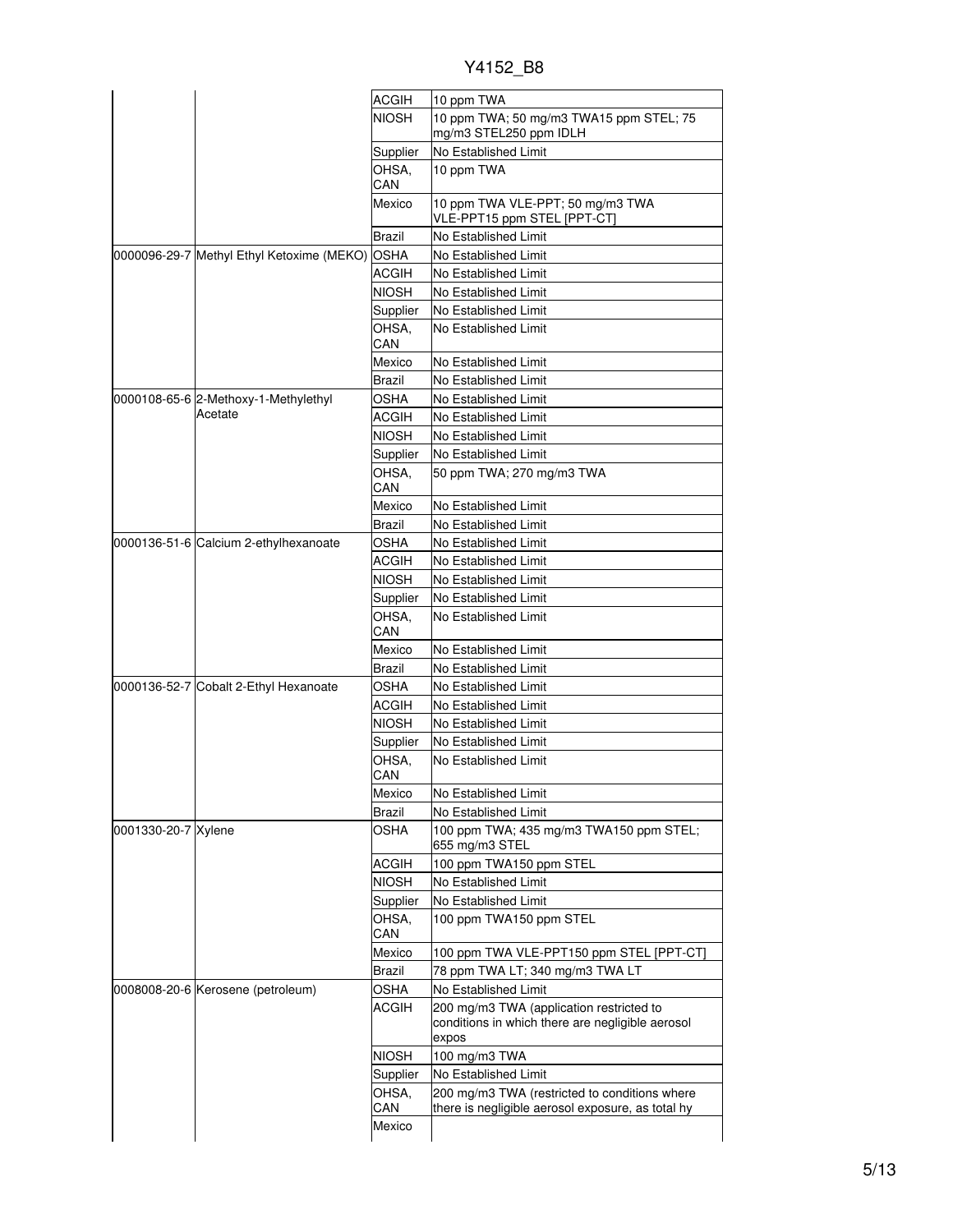| | | ACGIH | 10 ppm TWA |
|---|---|---|---|
| | | NIOSH | 10 ppm TWA; 50 mg/m3 TWA15 ppm STEL; 75 mg/m3 STEL250 ppm IDLH |
| | | Supplier | No Established Limit |
| | | OHSA, CAN | 10 ppm TWA |
| | | Mexico | 10 ppm TWA VLE-PPT; 50 mg/m3 TWA VLE-PPT15 ppm STEL [PPT-CT] |
| | | Brazil | No Established Limit |
| 0000096-29-7 | Methyl Ethyl Ketoxime (MEKO) | OSHA | No Established Limit |
| | | ACGIH | No Established Limit |
| | | NIOSH | No Established Limit |
| | | Supplier | No Established Limit |
| | | OHSA, CAN | No Established Limit |
| | | Mexico | No Established Limit |
| | | Brazil | No Established Limit |
| 0000108-65-6 | 2-Methoxy-1-Methylethyl Acetate | OSHA | No Established Limit |
| | | ACGIH | No Established Limit |
| | | NIOSH | No Established Limit |
| | | Supplier | No Established Limit |
| | | OHSA, CAN | 50 ppm TWA; 270 mg/m3 TWA |
| | | Mexico | No Established Limit |
| | | Brazil | No Established Limit |
| 0000136-51-6 | Calcium 2-ethylhexanoate | OSHA | No Established Limit |
| | | ACGIH | No Established Limit |
| | | NIOSH | No Established Limit |
| | | Supplier | No Established Limit |
| | | OHSA, CAN | No Established Limit |
| | | Mexico | No Established Limit |
| | | Brazil | No Established Limit |
| 0000136-52-7 | Cobalt 2-Ethyl Hexanoate | OSHA | No Established Limit |
| | | ACGIH | No Established Limit |
| | | NIOSH | No Established Limit |
| | | Supplier | No Established Limit |
| | | OHSA, CAN | No Established Limit |
| | | Mexico | No Established Limit |
| | | Brazil | No Established Limit |
| 0001330-20-7 | Xylene | OSHA | 100 ppm TWA; 435 mg/m3 TWA150 ppm STEL; 655 mg/m3 STEL |
| | | ACGIH | 100 ppm TWA150 ppm STEL |
| | | NIOSH | No Established Limit |
| | | Supplier | No Established Limit |
| | | OHSA, CAN | 100 ppm TWA150 ppm STEL |
| | | Mexico | 100 ppm TWA VLE-PPT150 ppm STEL [PPT-CT] |
| | | Brazil | 78 ppm TWA LT; 340 mg/m3 TWA LT |
| 0008008-20-6 | Kerosene (petroleum) | OSHA | No Established Limit |
| | | ACGIH | 200 mg/m3 TWA (application restricted to conditions in which there are negligible aerosol expos |
| | | NIOSH | 100 mg/m3 TWA |
| | | Supplier | No Established Limit |
| | | OHSA, CAN | 200 mg/m3 TWA (restricted to conditions where there is negligible aerosol exposure, as total hy |
| | | Mexico | |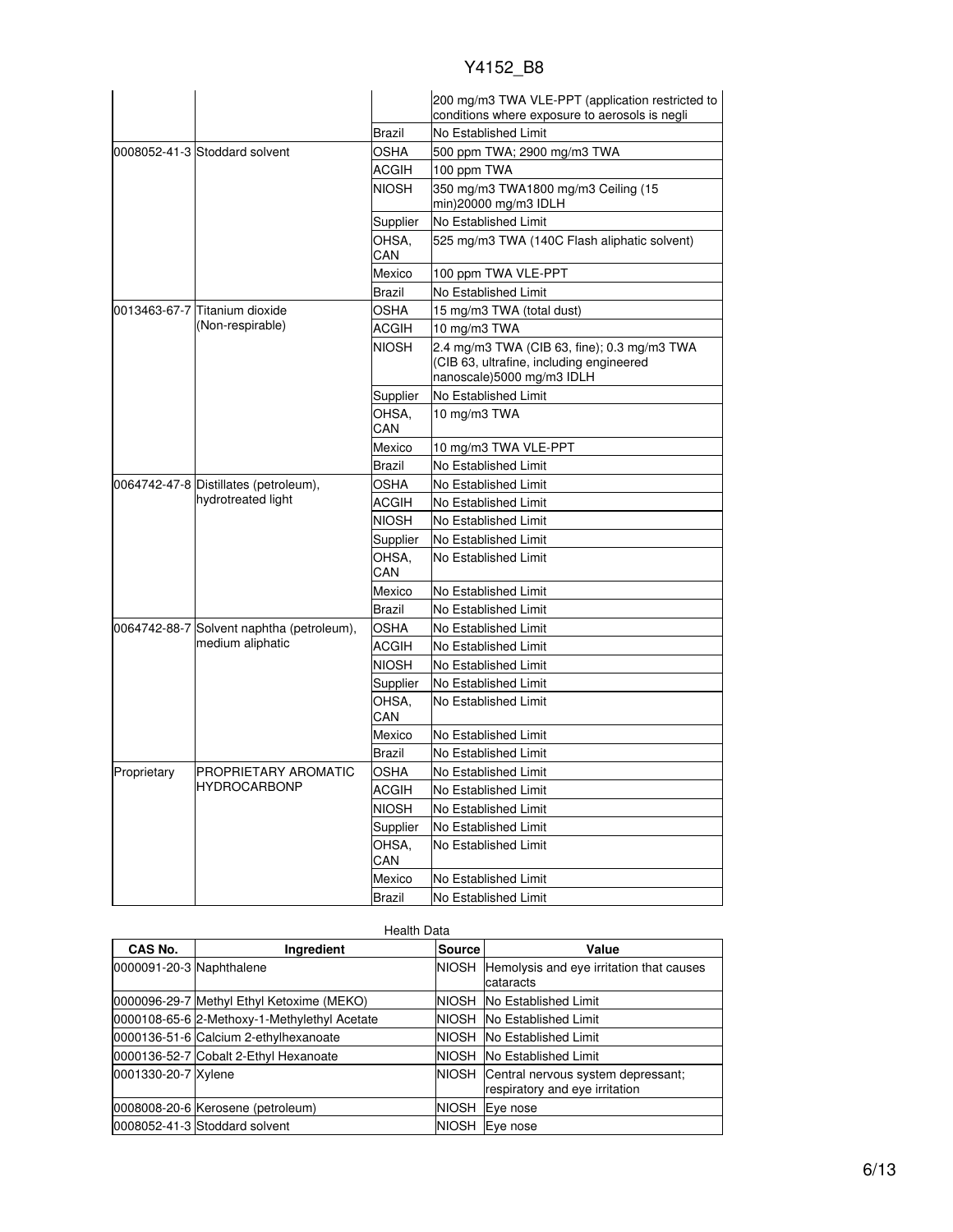| | | | 200 mg/m3 TWA VLE-PPT (application restricted to conditions where exposure to aerosols is negli |
|---|---|---|---|
| | | Brazil | No Established Limit |
| 0008052-41-3 | Stoddard solvent | OSHA | 500 ppm TWA; 2900 mg/m3 TWA |
| | | ACGIH | 100 ppm TWA |
| | | NIOSH | 350 mg/m3 TWA1800 mg/m3 Ceiling (15 min)20000 mg/m3 IDLH |
| | | Supplier | No Established Limit |
| | | OHSA, CAN | 525 mg/m3 TWA (140C Flash aliphatic solvent) |
| | | Mexico | 100 ppm TWA VLE-PPT |
| | | Brazil | No Established Limit |
| 0013463-67-7 | Titanium dioxide (Non-respirable) | OSHA | 15 mg/m3 TWA (total dust) |
| | | ACGIH | 10 mg/m3 TWA |
| | | NIOSH | 2.4 mg/m3 TWA (CIB 63, fine); 0.3 mg/m3 TWA (CIB 63, ultrafine, including engineered nanoscale)5000 mg/m3 IDLH |
| | | Supplier | No Established Limit |
| | | OHSA, CAN | 10 mg/m3 TWA |
| | | Mexico | 10 mg/m3 TWA VLE-PPT |
| | | Brazil | No Established Limit |
| 0064742-47-8 | Distillates (petroleum), hydrotreated light | OSHA | No Established Limit |
| | | ACGIH | No Established Limit |
| | | NIOSH | No Established Limit |
| | | Supplier | No Established Limit |
| | | OHSA, CAN | No Established Limit |
| | | Mexico | No Established Limit |
| | | Brazil | No Established Limit |
| 0064742-88-7 | Solvent naphtha (petroleum), medium aliphatic | OSHA | No Established Limit |
| | | ACGIH | No Established Limit |
| | | NIOSH | No Established Limit |
| | | Supplier | No Established Limit |
| | | OHSA, CAN | No Established Limit |
| | | Mexico | No Established Limit |
| | | Brazil | No Established Limit |
| Proprietary | PROPRIETARY AROMATIC HYDROCARBONP | OSHA | No Established Limit |
| | | ACGIH | No Established Limit |
| | | NIOSH | No Established Limit |
| | | Supplier | No Established Limit |
| | | OHSA, CAN | No Established Limit |
| | | Mexico | No Established Limit |
| | | Brazil | No Established Limit |

Health Data

| CAS No. | Ingredient | Source | Value |
|---|---|---|---|
| 0000091-20-3 | Naphthalene | NIOSH | Hemolysis and eye irritation that causes cataracts |
| 0000096-29-7 | Methyl Ethyl Ketoxime (MEKO) | NIOSH | No Established Limit |
| 0000108-65-6 | 2-Methoxy-1-Methylethyl Acetate | NIOSH | No Established Limit |
| 0000136-51-6 | Calcium 2-ethylhexanoate | NIOSH | No Established Limit |
| 0000136-52-7 | Cobalt 2-Ethyl Hexanoate | NIOSH | No Established Limit |
| 0001330-20-7 | Xylene | NIOSH | Central nervous system depressant; respiratory and eye irritation |
| 0008008-20-6 | Kerosene (petroleum) | NIOSH | Eye nose |
| 0008052-41-3 | Stoddard solvent | NIOSH | Eye nose |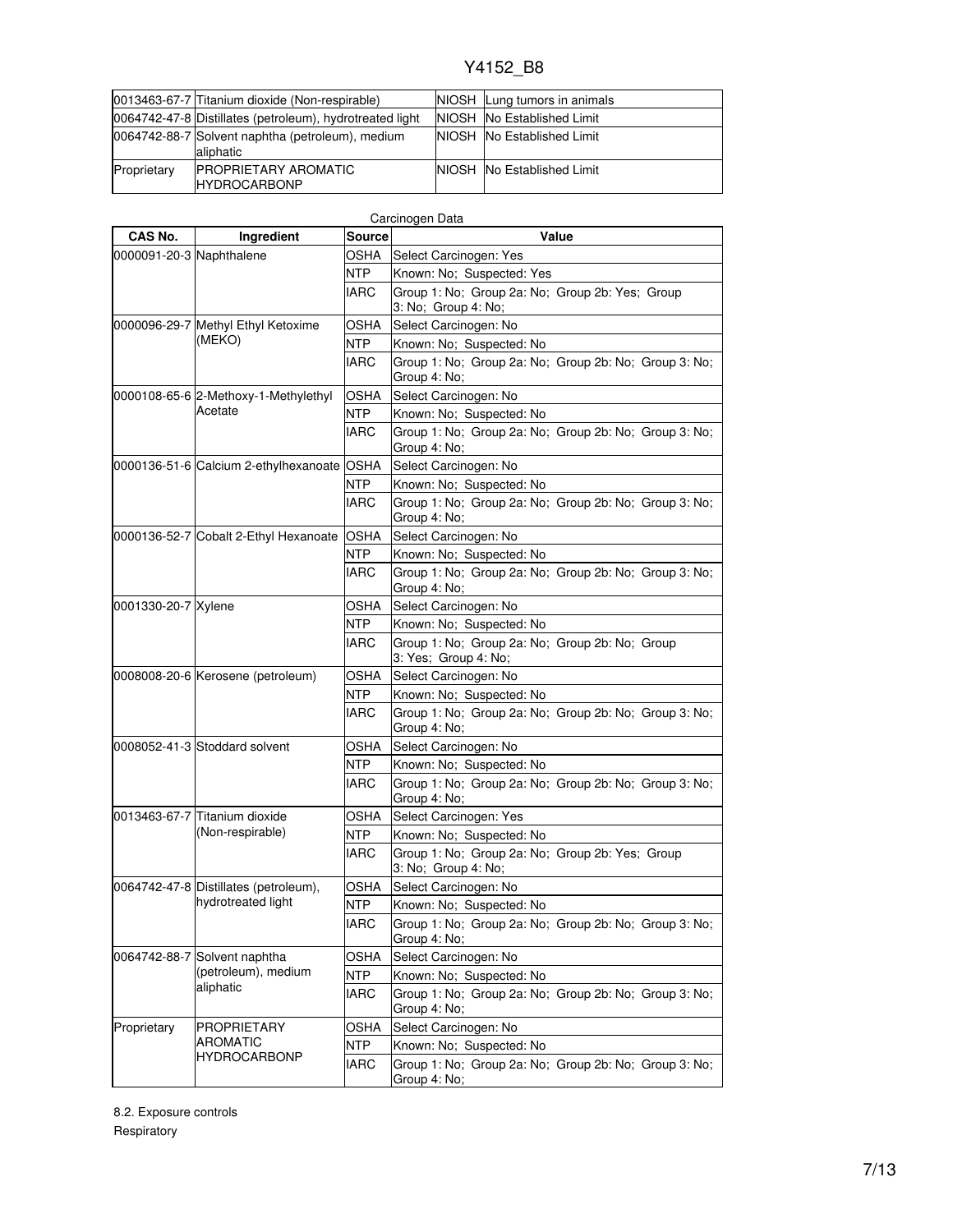| | | | |
|---|---|---|---|
| 0013463-67-7 | Titanium dioxide (Non-respirable) | NIOSH | Lung tumors in animals |
| 0064742-47-8 | Distillates (petroleum), hydrotreated light | NIOSH | No Established Limit |
| 0064742-88-7 | Solvent naphtha (petroleum), medium aliphatic | NIOSH | No Established Limit |
| Proprietary | PROPRIETARY AROMATIC HYDROCARBONP | NIOSH | No Established Limit |

Carcinogen Data

| CAS No. | Ingredient | Source | Value |
|---|---|---|---|
| 0000091-20-3 | Naphthalene | OSHA | Select Carcinogen: Yes |
| | | NTP | Known: No; Suspected: Yes |
| | | IARC | Group 1: No; Group 2a: No; Group 2b: Yes; Group 3: No; Group 4: No; |
| 0000096-29-7 | Methyl Ethyl Ketoxime (MEKO) | OSHA | Select Carcinogen: No |
| | | NTP | Known: No; Suspected: No |
| | | IARC | Group 1: No; Group 2a: No; Group 2b: No; Group 3: No; Group 4: No; |
| 0000108-65-6 | 2-Methoxy-1-Methylethyl Acetate | OSHA | Select Carcinogen: No |
| | | NTP | Known: No; Suspected: No |
| | | IARC | Group 1: No; Group 2a: No; Group 2b: No; Group 3: No; Group 4: No; |
| 0000136-51-6 | Calcium 2-ethylhexanoate | OSHA | Select Carcinogen: No |
| | | NTP | Known: No; Suspected: No |
| | | IARC | Group 1: No; Group 2a: No; Group 2b: No; Group 3: No; Group 4: No; |
| 0000136-52-7 | Cobalt 2-Ethyl Hexanoate | OSHA | Select Carcinogen: No |
| | | NTP | Known: No; Suspected: No |
| | | IARC | Group 1: No; Group 2a: No; Group 2b: No; Group 3: No; Group 4: No; |
| 0001330-20-7 | Xylene | OSHA | Select Carcinogen: No |
| | | NTP | Known: No; Suspected: No |
| | | IARC | Group 1: No; Group 2a: No; Group 2b: No; Group 3: Yes; Group 4: No; |
| 0008008-20-6 | Kerosene (petroleum) | OSHA | Select Carcinogen: No |
| | | NTP | Known: No; Suspected: No |
| | | IARC | Group 1: No; Group 2a: No; Group 2b: No; Group 3: No; Group 4: No; |
| 0008052-41-3 | Stoddard solvent | OSHA | Select Carcinogen: No |
| | | NTP | Known: No; Suspected: No |
| | | IARC | Group 1: No; Group 2a: No; Group 2b: No; Group 3: No; Group 4: No; |
| 0013463-67-7 | Titanium dioxide (Non-respirable) | OSHA | Select Carcinogen: Yes |
| | | NTP | Known: No; Suspected: No |
| | | IARC | Group 1: No; Group 2a: No; Group 2b: Yes; Group 3: No; Group 4: No; |
| 0064742-47-8 | Distillates (petroleum), hydrotreated light | OSHA | Select Carcinogen: No |
| | | NTP | Known: No; Suspected: No |
| | | IARC | Group 1: No; Group 2a: No; Group 2b: No; Group 3: No; Group 4: No; |
| 0064742-88-7 | Solvent naphtha (petroleum), medium aliphatic | OSHA | Select Carcinogen: No |
| | | NTP | Known: No; Suspected: No |
| | | IARC | Group 1: No; Group 2a: No; Group 2b: No; Group 3: No; Group 4: No; |
| Proprietary | PROPRIETARY AROMATIC HYDROCARBONP | OSHA | Select Carcinogen: No |
| | | NTP | Known: No; Suspected: No |
| | | IARC | Group 1: No; Group 2a: No; Group 2b: No; Group 3: No; Group 4: No; |

8.2. Exposure controls

Respiratory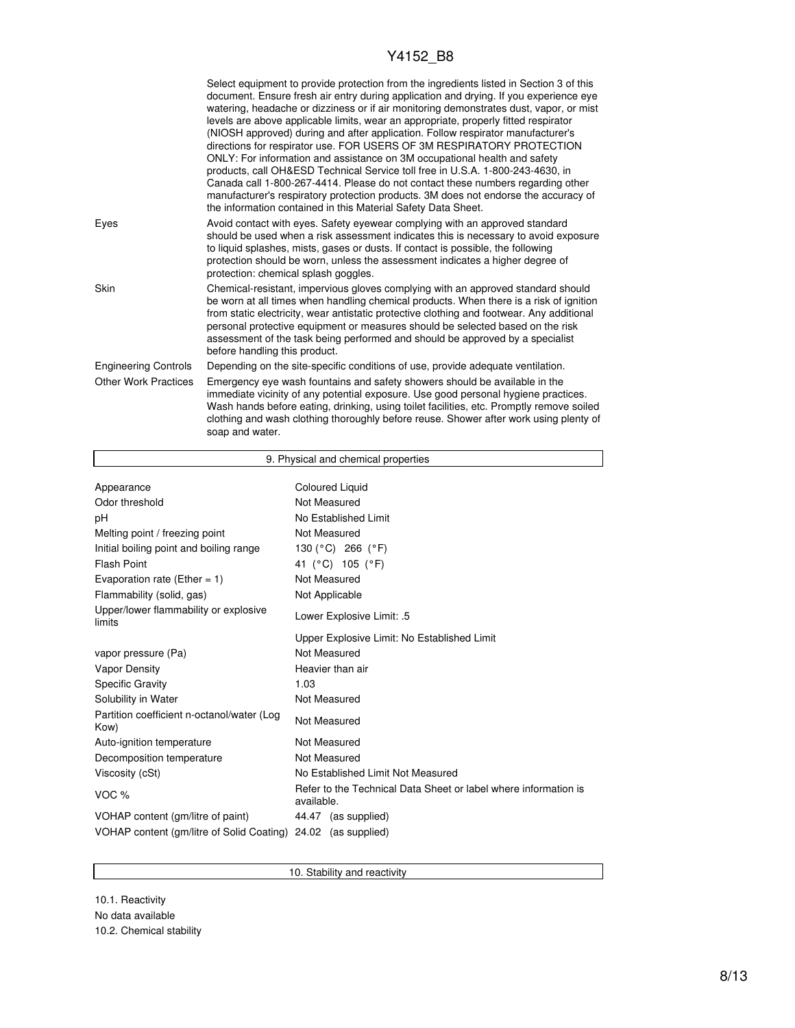| | |
|---|---|
| | Select equipment to provide protection from the ingredients listed in Section 3 of this document. Ensure fresh air entry during application and drying. If you experience eye watering, headache or dizziness or if air monitoring demonstrates dust, vapor, or mist levels are above applicable limits, wear an appropriate, properly fitted respirator (NIOSH approved) during and after application. Follow respirator manufacturer's directions for respirator use. FOR USERS OF 3M RESPIRATORY PROTECTION ONLY: For information and assistance on 3M occupational health and safety products, call OH&ESD Technical Service toll free in U.S.A. 1-800-243-4630, in Canada call 1-800-267-4414. Please do not contact these numbers regarding other manufacturer's respiratory protection products. 3M does not endorse the accuracy of the information contained in this Material Safety Data Sheet. |
| Eyes | Avoid contact with eyes. Safety eyewear complying with an approved standard should be used when a risk assessment indicates this is necessary to avoid exposure to liquid splashes, mists, gases or dusts. If contact is possible, the following protection should be worn, unless the assessment indicates a higher degree of protection: chemical splash goggles. |
| Skin | Chemical-resistant, impervious gloves complying with an approved standard should be worn at all times when handling chemical products. When there is a risk of ignition from static electricity, wear antistatic protective clothing and footwear. Any additional personal protective equipment or measures should be selected based on the risk assessment of the task being performed and should be approved by a specialist before handling this product. |
| Engineering Controls | Depending on the site-specific conditions of use, provide adequate ventilation. |
| Other Work Practices | Emergency eye wash fountains and safety showers should be available in the immediate vicinity of any potential exposure. Use good personal hygiene practices. Wash hands before eating, drinking, using toilet facilities, etc. Promptly remove soiled clothing and wash clothing thoroughly before reuse. Shower after work using plenty of soap and water. |

## 9. Physical and chemical properties

| | |
|---|---|
| Appearance | Coloured Liquid |
| Odor threshold | Not Measured |
| pH | No Established Limit |
| Melting point / freezing point | Not Measured |
| Initial boiling point and boiling range | 130 (°C) 266 (°F) |
| Flash Point | 41 (°C) 105 (°F) |
| Evaporation rate (Ether = 1) | Not Measured |
| Flammability (solid, gas) | Not Applicable |
| Upper/lower flammability or explosive limits | Lower Explosive Limit: .5 |
| | Upper Explosive Limit: No Established Limit |
| vapor pressure (Pa) | Not Measured |
| Vapor Density | Heavier than air |
| Specific Gravity | 1.03 |
| Solubility in Water | Not Measured |
| Partition coefficient n-octanol/water (Log Kow) | Not Measured |
| Auto-ignition temperature | Not Measured |
| Decomposition temperature | Not Measured |
| Viscosity (cSt) | No Established Limit Not Measured |
| VOC % | Refer to the Technical Data Sheet or label where information is available. |
| VOHAP content (gm/litre of paint) | 44.47 (as supplied) |
| VOHAP content (gm/litre of Solid Coating) | 24.02 (as supplied) |

## 10. Stability and reactivity

10.1. Reactivity

No data available

10.2. Chemical stability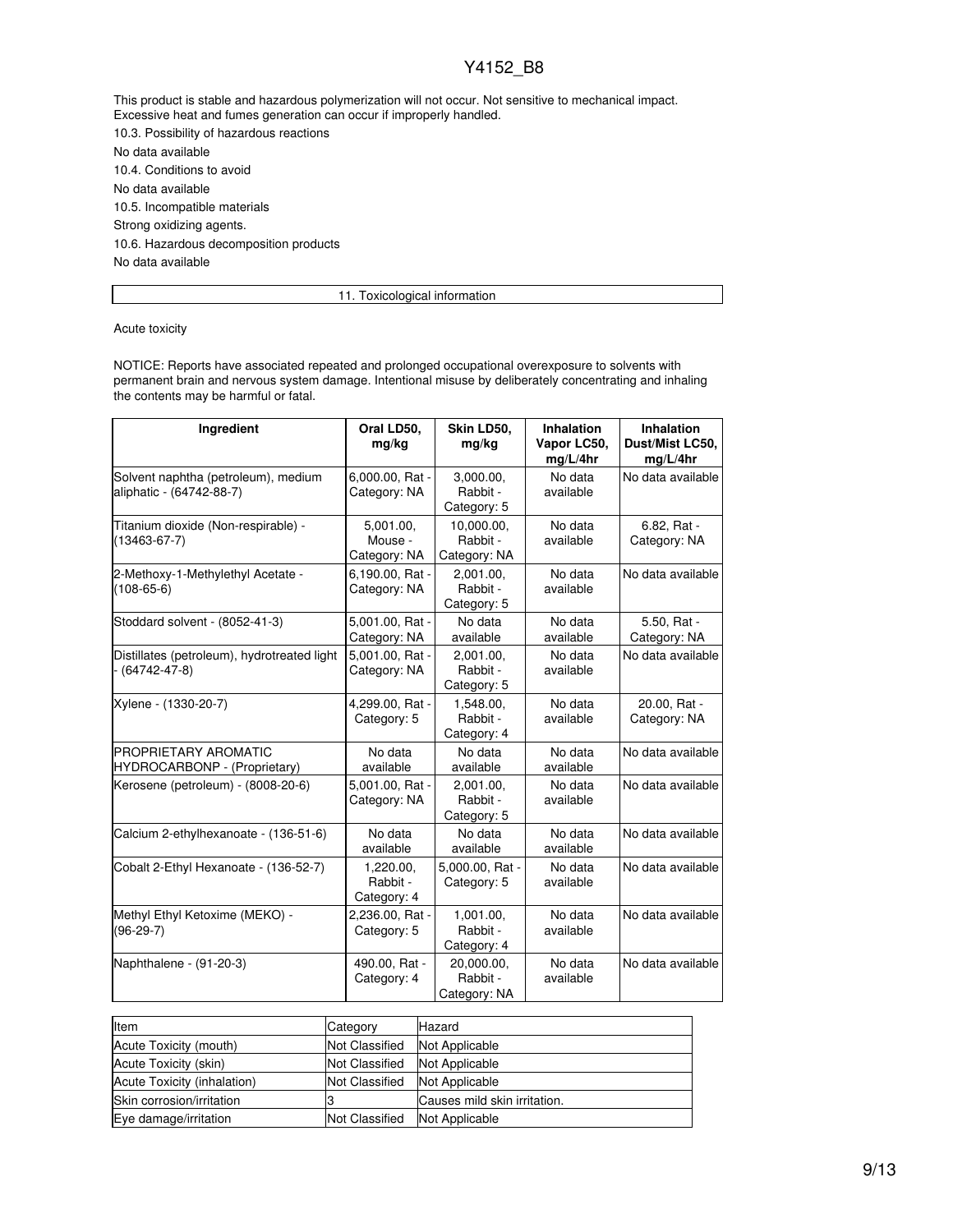This product is stable and hazardous polymerization will not occur. Not sensitive to mechanical impact. Excessive heat and fumes generation can occur if improperly handled.

10.3. Possibility of hazardous reactions

No data available

10.4. Conditions to avoid

No data available

10.5. Incompatible materials

Strong oxidizing agents.

10.6. Hazardous decomposition products

No data available

## 11. Toxicological information

Acute toxicity

NOTICE: Reports have associated repeated and prolonged occupational overexposure to solvents with permanent brain and nervous system damage. Intentional misuse by deliberately concentrating and inhaling the contents may be harmful or fatal.

| Ingredient | Oral LD50, mg/kg | Skin LD50, mg/kg | Inhalation Vapor LC50, mg/L/4hr | Inhalation Dust/Mist LC50, mg/L/4hr |
|---|---|---|---|---|
| Solvent naphtha (petroleum), medium aliphatic - (64742-88-7) | 6,000.00, Rat - Category: NA | 3,000.00, Rabbit - Category: 5 | No data available | No data available |
| Titanium dioxide (Non-respirable) - (13463-67-7) | 5,001.00, Mouse - Category: NA | 10,000.00, Rabbit - Category: NA | No data available | 6.82, Rat - Category: NA |
| 2-Methoxy-1-Methylethyl Acetate - (108-65-6) | 6,190.00, Rat - Category: NA | 2,001.00, Rabbit - Category: 5 | No data available | No data available |
| Stoddard solvent - (8052-41-3) | 5,001.00, Rat - Category: NA | No data available | No data available | 5.50, Rat - Category: NA |
| Distillates (petroleum), hydrotreated light - (64742-47-8) | 5,001.00, Rat - Category: NA | 2,001.00, Rabbit - Category: 5 | No data available | No data available |
| Xylene - (1330-20-7) | 4,299.00, Rat - Category: 5 | 1,548.00, Rabbit - Category: 4 | No data available | 20.00, Rat - Category: NA |
| PROPRIETARY AROMATIC HYDROCARBONP - (Proprietary) | No data available | No data available | No data available | No data available |
| Kerosene (petroleum) - (8008-20-6) | 5,001.00, Rat - Category: NA | 2,001.00, Rabbit - Category: 5 | No data available | No data available |
| Calcium 2-ethylhexanoate - (136-51-6) | No data available | No data available | No data available | No data available |
| Cobalt 2-Ethyl Hexanoate - (136-52-7) | 1,220.00, Rabbit - Category: 4 | 5,000.00, Rat - Category: 5 | No data available | No data available |
| Methyl Ethyl Ketoxime (MEKO) - (96-29-7) | 2,236.00, Rat - Category: 5 | 1,001.00, Rabbit - Category: 4 | No data available | No data available |
| Naphthalene - (91-20-3) | 490.00, Rat - Category: 4 | 20,000.00, Rabbit - Category: NA | No data available | No data available |

| Item | Category | Hazard |
|---|---|---|
| Acute Toxicity (mouth) | Not Classified | Not Applicable |
| Acute Toxicity (skin) | Not Classified | Not Applicable |
| Acute Toxicity (inhalation) | Not Classified | Not Applicable |
| Skin corrosion/irritation | 3 | Causes mild skin irritation. |
| Eye damage/irritation | Not Classified | Not Applicable |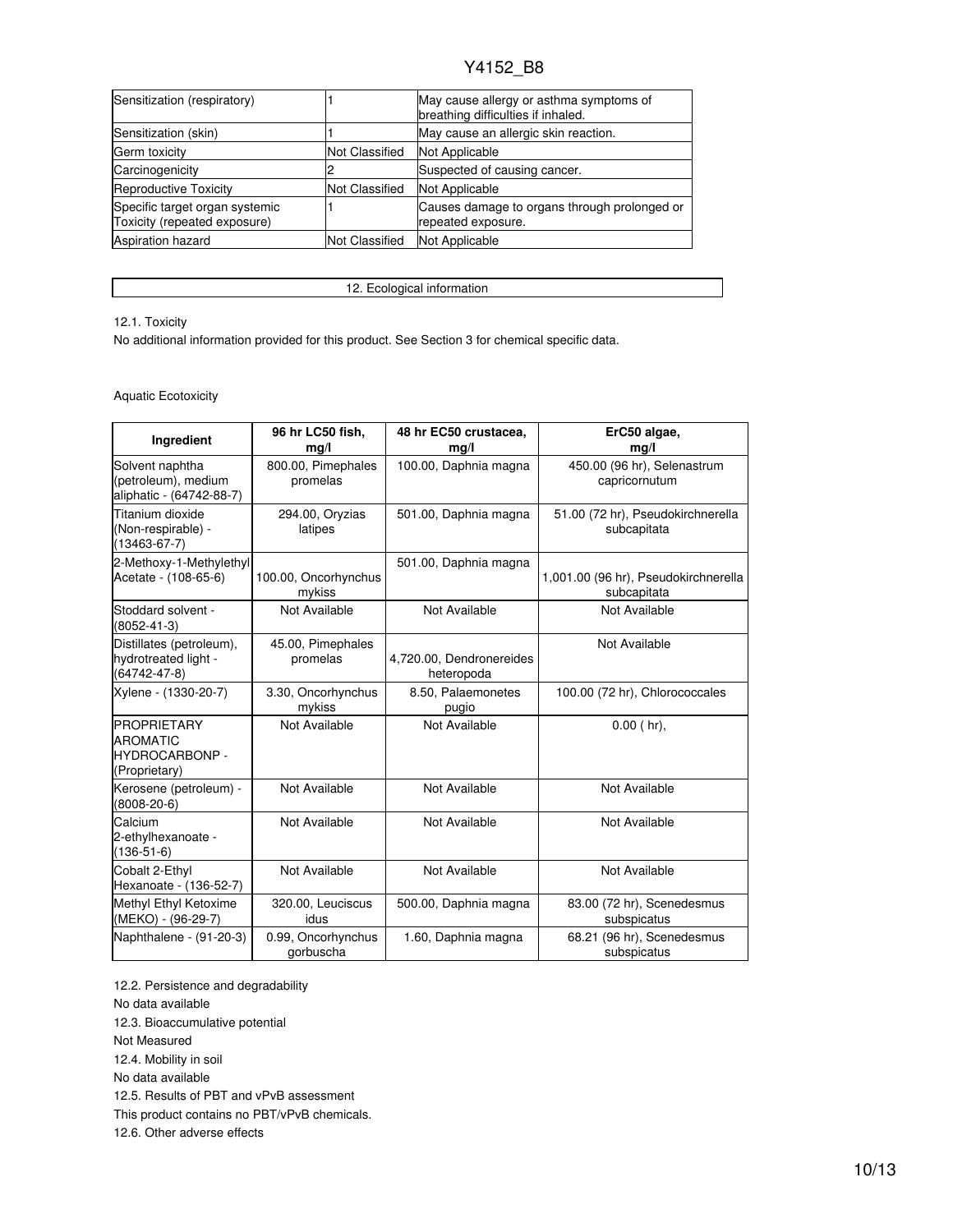| Sensitization (respiratory) | 1 | May cause allergy or asthma symptoms of breathing difficulties if inhaled. |
|---|---|---|
| Sensitization (skin) | 1 | May cause an allergic skin reaction. |
| Germ toxicity | Not Classified | Not Applicable |
| Carcinogenicity | 2 | Suspected of causing cancer. |
| Reproductive Toxicity | Not Classified | Not Applicable |
| Specific target organ systemic Toxicity (repeated exposure) | 1 | Causes damage to organs through prolonged or repeated exposure. |
| Aspiration hazard | Not Classified | Not Applicable |

## 12. Ecological information

12.1. Toxicity

No additional information provided for this product. See Section 3 for chemical specific data.

Aquatic Ecotoxicity

| Ingredient | 96 hr LC50 fish, mg/l | 48 hr EC50 crustacea, mg/l | ErC50 algae, mg/l |
|---|---|---|---|
| Solvent naphtha (petroleum), medium aliphatic - (64742-88-7) | 800.00, Pimephales promelas | 100.00, Daphnia magna | 450.00 (96 hr), Selenastrum capricornutum |
| Titanium dioxide (Non-respirable) - (13463-67-7) | 294.00, Oryzias latipes | 501.00, Daphnia magna | 51.00 (72 hr), Pseudokirchnerella subcapitata |
| 2-Methoxy-1-Methylethyl Acetate - (108-65-6) | 100.00, Oncorhynchus mykiss | 501.00, Daphnia magna | 1,001.00 (96 hr), Pseudokirchnerella subcapitata |
| Stoddard solvent - (8052-41-3) | Not Available | Not Available | Not Available |
| Distillates (petroleum), hydrotreated light - (64742-47-8) | 45.00, Pimephales promelas | 4,720.00, Dendronereides heteropoda | Not Available |
| Xylene - (1330-20-7) | 3.30, Oncorhynchus mykiss | 8.50, Palaemonetes pugio | 100.00 (72 hr), Chlorococcales |
| PROPRIETARY AROMATIC HYDROCARBONP - (Proprietary) | Not Available | Not Available | 0.00 ( hr), |
| Kerosene (petroleum) - (8008-20-6) | Not Available | Not Available | Not Available |
| Calcium 2-ethylhexanoate - (136-51-6) | Not Available | Not Available | Not Available |
| Cobalt 2-Ethyl Hexanoate - (136-52-7) | Not Available | Not Available | Not Available |
| Methyl Ethyl Ketoxime (MEKO) - (96-29-7) | 320.00, Leuciscus idus | 500.00, Daphnia magna | 83.00 (72 hr), Scenedesmus subspicatus |
| Naphthalene - (91-20-3) | 0.99, Oncorhynchus gorbuscha | 1.60, Daphnia magna | 68.21 (96 hr), Scenedesmus subspicatus |

12.2. Persistence and degradability

No data available

12.3. Bioaccumulative potential

Not Measured

12.4. Mobility in soil

No data available

12.5. Results of PBT and vPvB assessment

This product contains no PBT/vPvB chemicals.

12.6. Other adverse effects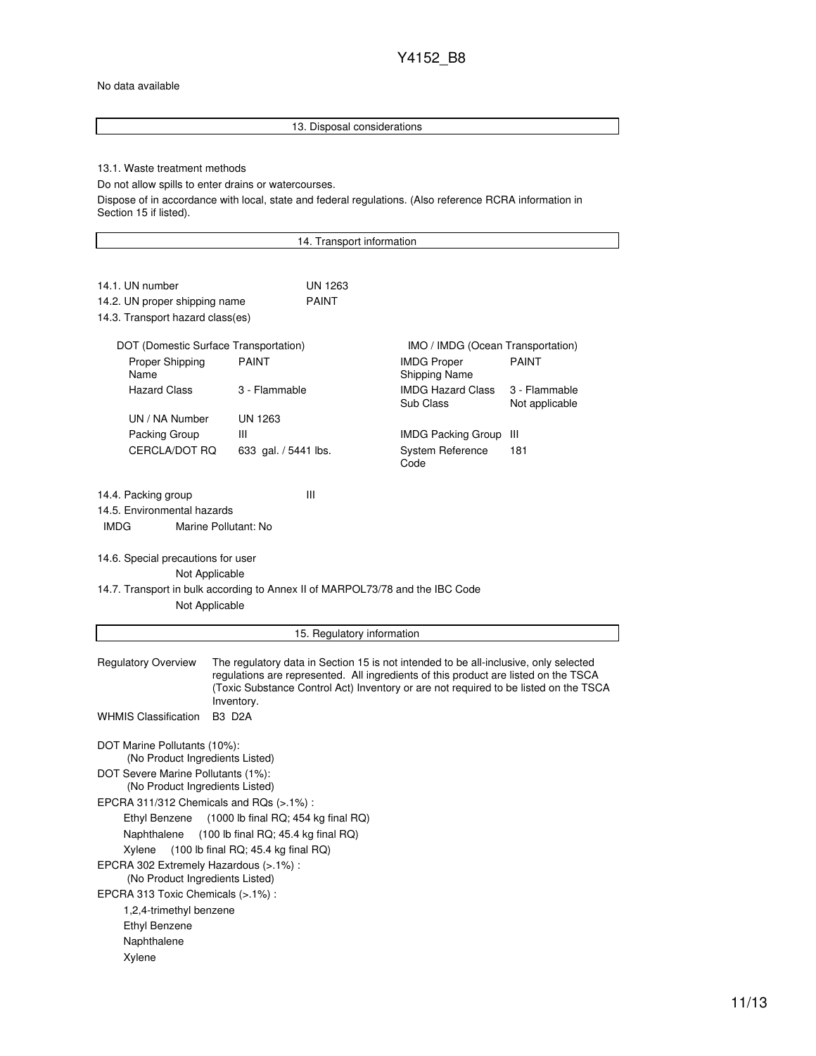No data available

## 13. Disposal considerations

13.1. Waste treatment methods

Do not allow spills to enter drains or watercourses.

Dispose of in accordance with local, state and federal regulations. (Also reference RCRA information in Section 15 if listed).

## 14. Transport information

| | |
|---|---|
| 14.1. UN number | UN 1263 |
| 14.2. UN proper shipping name | PAINT |

14.3. Transport hazard class(es)

| DOT (Domestic Surface Transportation) | | IMO / IMDG (Ocean Transportation) | |
|---|---|---|---|
| Proper Shipping Name | PAINT | IMDG Proper Shipping Name | PAINT |
| Hazard Class | 3 - Flammable | IMDG Hazard Class Sub Class | 3 - Flammable Not applicable |
| UN / NA Number | UN 1263 | | |
| Packing Group | III | IMDG Packing Group | III |
| CERCLA/DOT RQ | 633 gal. / 5441 lbs. | System Reference Code | 181 |

14.4. Packing group III

14.5. Environmental hazards

IMDG Marine Pollutant: No

14.6. Special precautions for user

Not Applicable

14.7. Transport in bulk according to Annex II of MARPOL73/78 and the IBC Code

Not Applicable

## 15. Regulatory information

**Regulatory Overview** The regulatory data in Section 15 is not intended to be all-inclusive, only selected regulations are represented. All ingredients of this product are listed on the TSCA (Toxic Substance Control Act) Inventory or are not required to be listed on the TSCA Inventory.

**WHMIS Classification** B3 D2A

DOT Marine Pollutants (10%):
(No Product Ingredients Listed)

DOT Severe Marine Pollutants (1%):
(No Product Ingredients Listed)

EPCRA 311/312 Chemicals and RQs (>.1%) :
- Ethyl Benzene (1000 lb final RQ; 454 kg final RQ)
- Naphthalene (100 lb final RQ; 45.4 kg final RQ)
- Xylene (100 lb final RQ; 45.4 kg final RQ)

EPCRA 302 Extremely Hazardous (>.1%) :
(No Product Ingredients Listed)

EPCRA 313 Toxic Chemicals (>.1%) :
- 1,2,4-trimethyl benzene
- Ethyl Benzene
- Naphthalene
- Xylene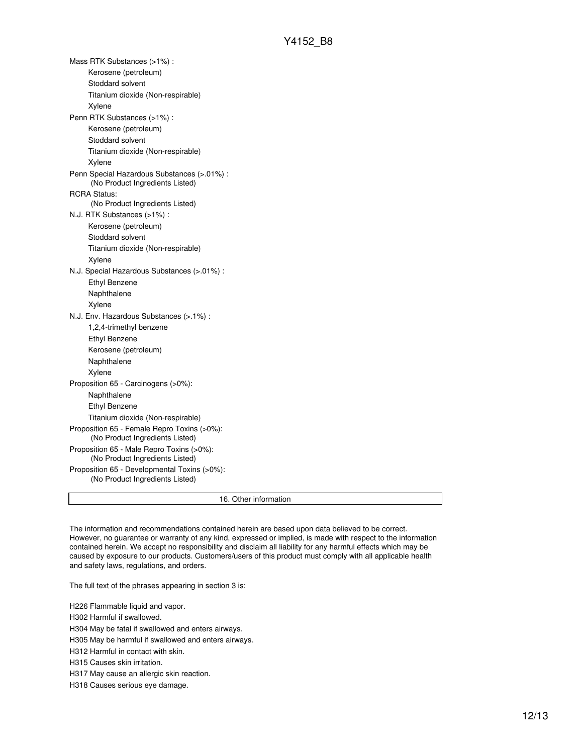Mass RTK Substances (>1%) :
- Kerosene (petroleum)
- Stoddard solvent
- Titanium dioxide (Non-respirable)
- Xylene

Penn RTK Substances (>1%) :
- Kerosene (petroleum)
- Stoddard solvent
- Titanium dioxide (Non-respirable)
- Xylene

Penn Special Hazardous Substances (>.01%) :
(No Product Ingredients Listed)

RCRA Status:
(No Product Ingredients Listed)

N.J. RTK Substances (>1%) :
- Kerosene (petroleum)
- Stoddard solvent
- Titanium dioxide (Non-respirable)
- Xylene

N.J. Special Hazardous Substances (>.01%) :
- Ethyl Benzene
- Naphthalene
- Xylene

N.J. Env. Hazardous Substances (>.1%) :
- 1,2,4-trimethyl benzene
- Ethyl Benzene
- Kerosene (petroleum)
- Naphthalene
- Xylene

Proposition 65 - Carcinogens (>0%):
- Naphthalene
- Ethyl Benzene
- Titanium dioxide (Non-respirable)

Proposition 65 - Female Repro Toxins (>0%):
(No Product Ingredients Listed)

Proposition 65 - Male Repro Toxins (>0%):
(No Product Ingredients Listed)

Proposition 65 - Developmental Toxins (>0%):
(No Product Ingredients Listed)

## 16. Other information

The information and recommendations contained herein are based upon data believed to be correct. However, no guarantee or warranty of any kind, expressed or implied, is made with respect to the information contained herein. We accept no responsibility and disclaim all liability for any harmful effects which may be caused by exposure to our products. Customers/users of this product must comply with all applicable health and safety laws, regulations, and orders.

The full text of the phrases appearing in section 3 is:

H226 Flammable liquid and vapor.

H302 Harmful if swallowed.

H304 May be fatal if swallowed and enters airways.

H305 May be harmful if swallowed and enters airways.

H312 Harmful in contact with skin.

H315 Causes skin irritation.

H317 May cause an allergic skin reaction.

H318 Causes serious eye damage.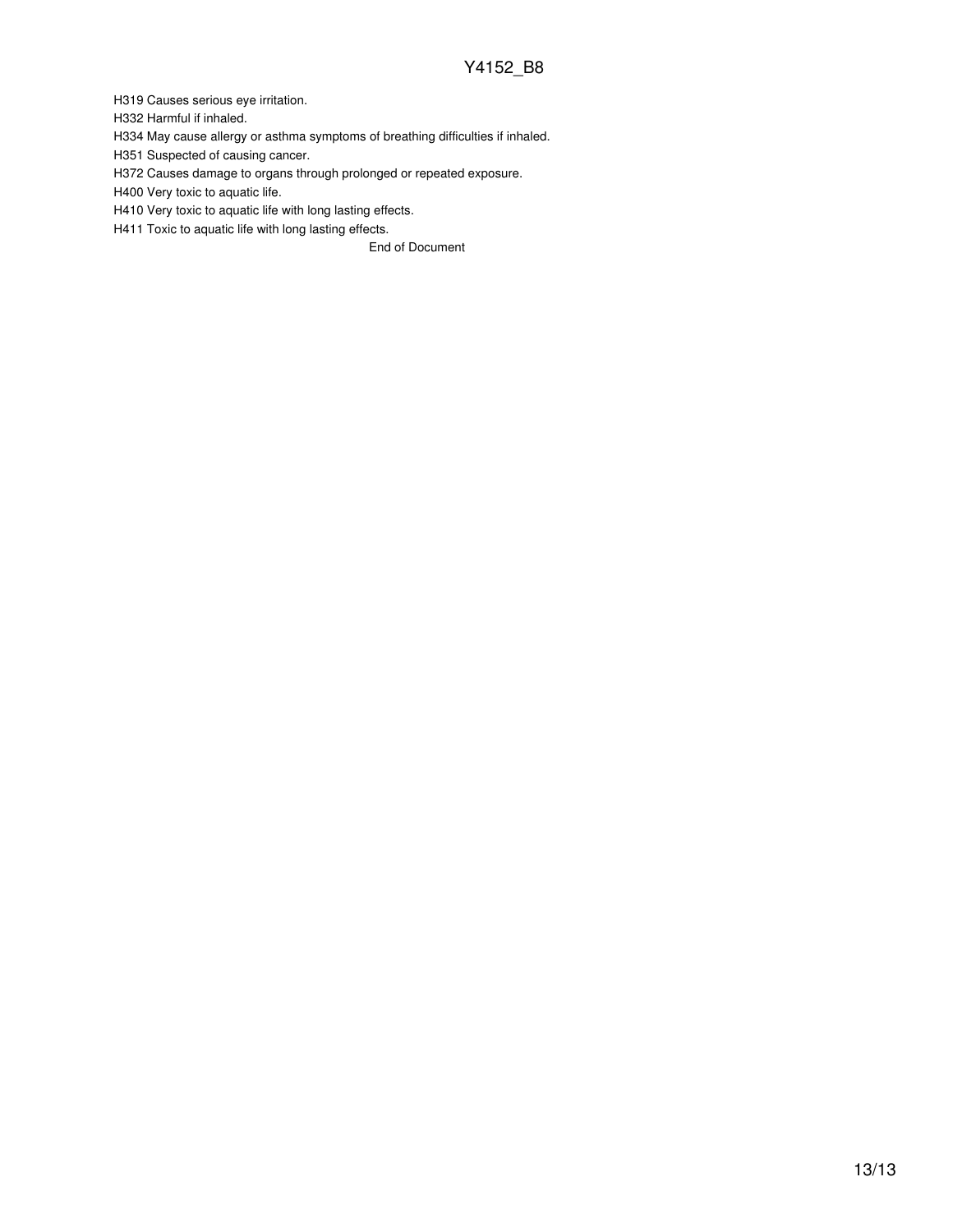H319 Causes serious eye irritation.

H332 Harmful if inhaled.

H334 May cause allergy or asthma symptoms of breathing difficulties if inhaled.

H351 Suspected of causing cancer.

H372 Causes damage to organs through prolonged or repeated exposure.

H400 Very toxic to aquatic life.

H410 Very toxic to aquatic life with long lasting effects.

H411 Toxic to aquatic life with long lasting effects.

End of Document